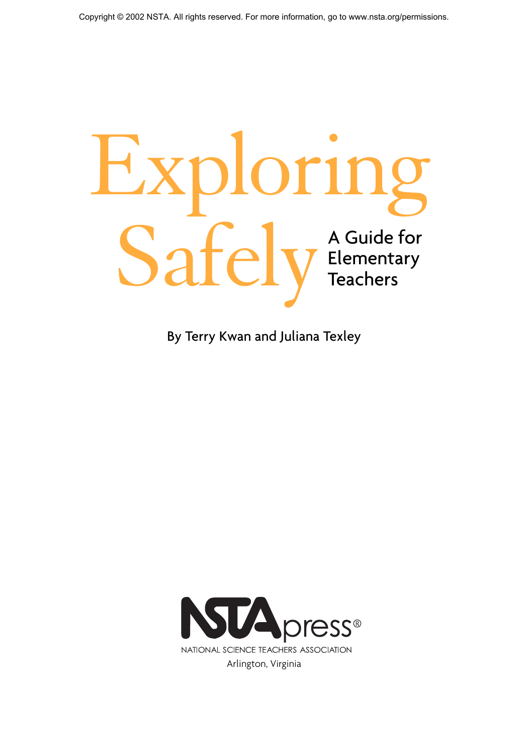Copyright © 2002 NSTA. All rights reserved. For more information, go to www.nsta.org/permissions.

# Exploring Safely

## A Guide for Elementary Teachers

By Terry Kwan and Juliana Texley

NSTApress®

NATIONAL SCIENCE TEACHERS ASSOCIATION

Arlington, Virginia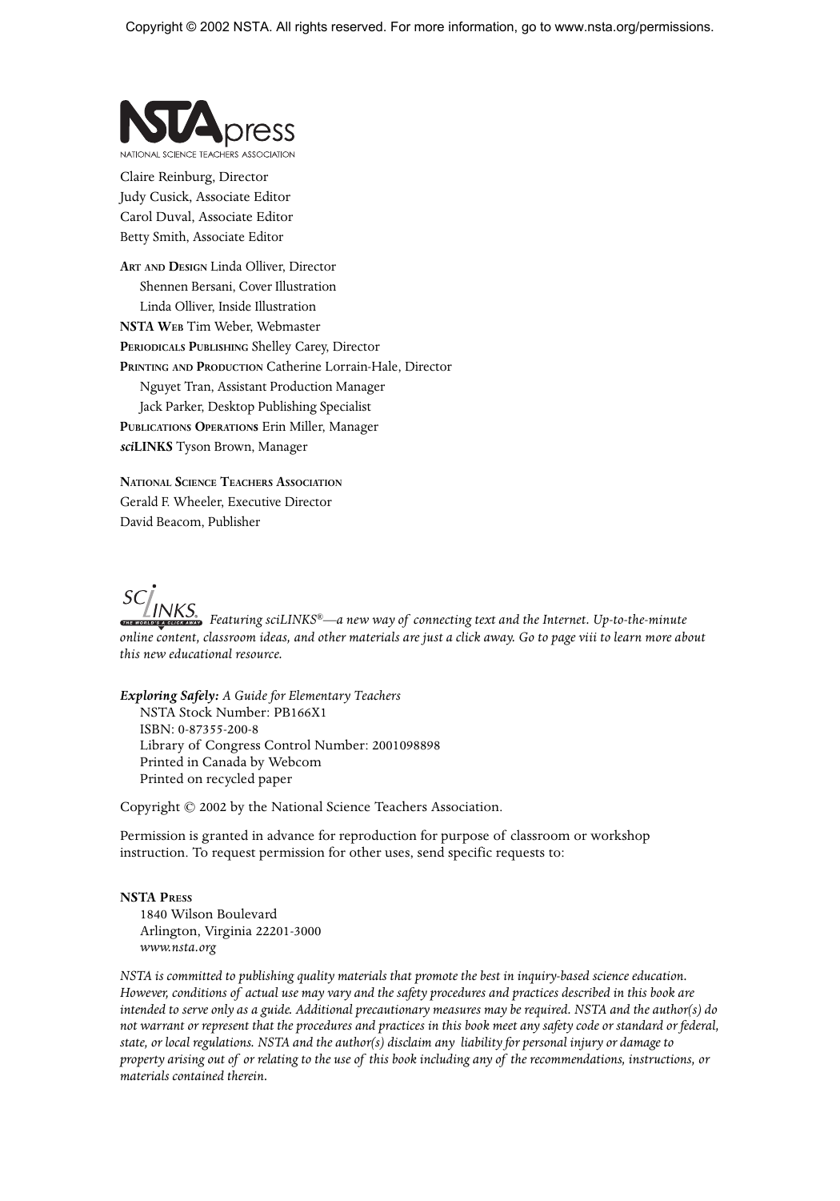Copyright © 2002 NSTA. All rights reserved. For more information, go to www.nsta.org/permissions.

NSTA press

NATIONAL SCIENCE TEACHERS ASSOCIATION

Claire Reinburg, Director
Judy Cusick, Associate Editor
Carol Duval, Associate Editor
Betty Smith, Associate Editor

**Art and Design** Linda Olliver, Director
Shennen Bersani, Cover Illustration
Linda Olliver, Inside Illustration
**NSTA Web** Tim Weber, Webmaster
**Periodicals Publishing** Shelley Carey, Director
**Printing and Production** Catherine Lorrain-Hale, Director
Nguyet Tran, Assistant Production Manager
Jack Parker, Desktop Publishing Specialist
**Publications Operations** Erin Miller, Manager
***sci*LINKS** Tyson Brown, Manager

**National Science Teachers Association**
Gerald F. Wheeler, Executive Director
David Beacom, Publisher

SCILINKS. THE WORLD'S A CLICK AWAY *Featuring sciLINKS®—a new way of connecting text and the Internet. Up-to-the-minute online content, classroom ideas, and other materials are just a click away. Go to page viii to learn more about this new educational resource.*

***Exploring Safely:** A Guide for Elementary Teachers*
NSTA Stock Number: PB166X1
ISBN: 0-87355-200-8
Library of Congress Control Number: 2001098898
Printed in Canada by Webcom
Printed on recycled paper

Copyright © 2002 by the National Science Teachers Association.

Permission is granted in advance for reproduction for purpose of classroom or workshop instruction. To request permission for other uses, send specific requests to:

**NSTA Press**
1840 Wilson Boulevard
Arlington, Virginia 22201-3000
*www.nsta.org*

*NSTA is committed to publishing quality materials that promote the best in inquiry-based science education. However, conditions of actual use may vary and the safety procedures and practices described in this book are intended to serve only as a guide. Additional precautionary measures may be required. NSTA and the author(s) do not warrant or represent that the procedures and practices in this book meet any safety code or standard or federal, state, or local regulations. NSTA and the author(s) disclaim any liability for personal injury or damage to property arising out of or relating to the use of this book including any of the recommendations, instructions, or materials contained therein.*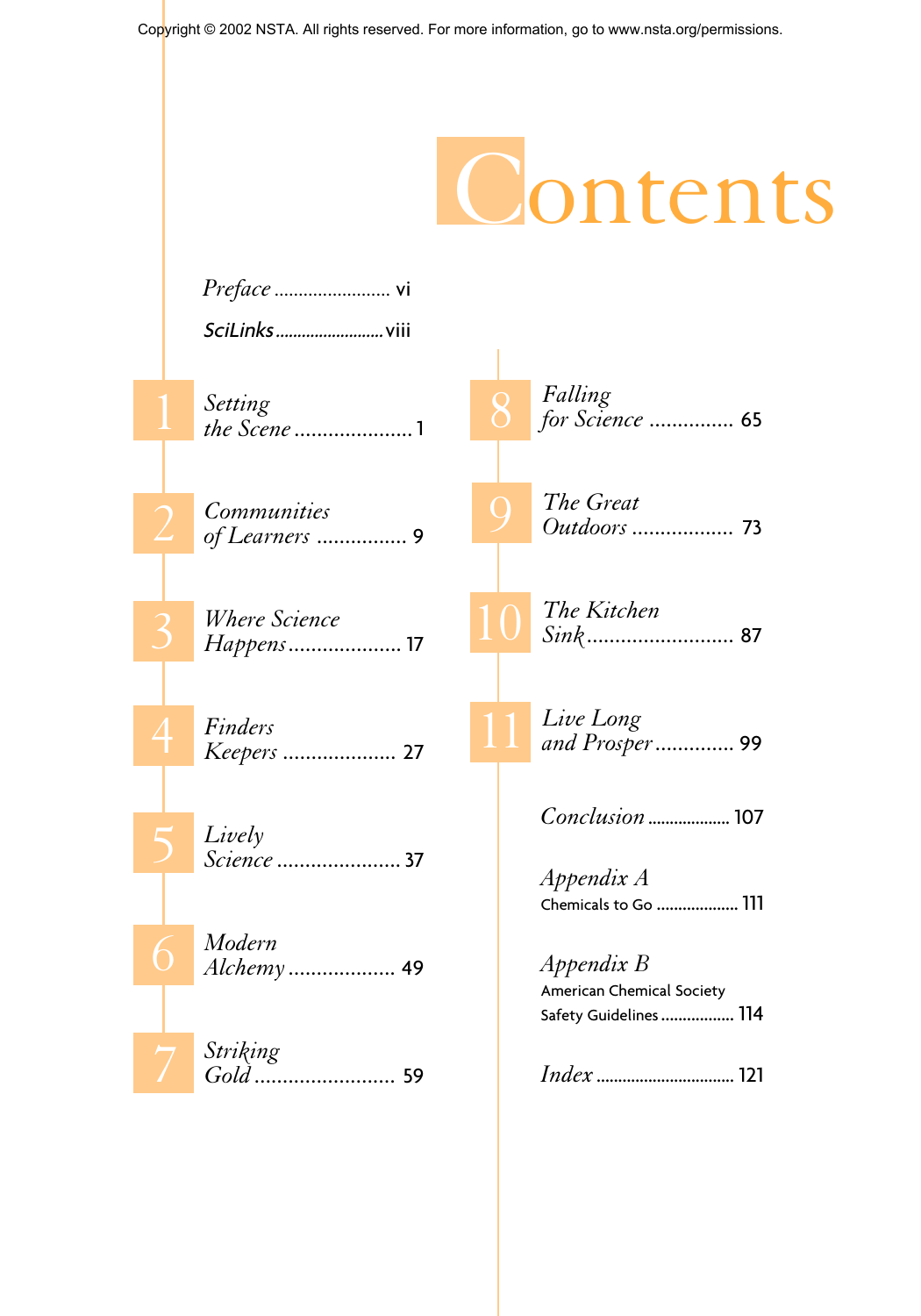# Contents

*Preface* ........................ vi

*SciLinks* ........................ viii

1 *Setting the Scene* ..................... 1

2 *Communities of Learners* ................ 9

3 *Where Science Happens* .................... 17

4 *Finders Keepers* .................... 27

5 *Lively Science* ...................... 37

6 *Modern Alchemy* ................... 49

7 *Striking Gold* ......................... 59

8 *Falling for Science* ............... 65

9 *The Great Outdoors* .................. 73

10 *The Kitchen Sink* .......................... 87

11 *Live Long and Prosper* .............. 99

*Conclusion* .................... 107

*Appendix A*
Chemicals to Go .................... 111

*Appendix B*
American Chemical Society Safety Guidelines .................. 114

*Index* ................................ 121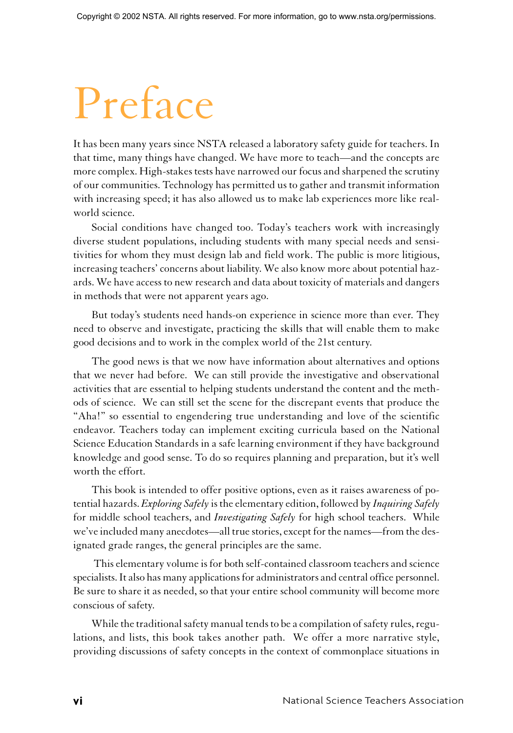# Preface

It has been many years since NSTA released a laboratory safety guide for teachers. In that time, many things have changed. We have more to teach—and the concepts are more complex. High-stakes tests have narrowed our focus and sharpened the scrutiny of our communities. Technology has permitted us to gather and transmit information with increasing speed; it has also allowed us to make lab experiences more like real-world science.

Social conditions have changed too. Today's teachers work with increasingly diverse student populations, including students with many special needs and sensitivities for whom they must design lab and field work. The public is more litigious, increasing teachers' concerns about liability. We also know more about potential hazards. We have access to new research and data about toxicity of materials and dangers in methods that were not apparent years ago.

But today's students need hands-on experience in science more than ever. They need to observe and investigate, practicing the skills that will enable them to make good decisions and to work in the complex world of the 21st century.

The good news is that we now have information about alternatives and options that we never had before. We can still provide the investigative and observational activities that are essential to helping students understand the content and the methods of science. We can still set the scene for the discrepant events that produce the "Aha!" so essential to engendering true understanding and love of the scientific endeavor. Teachers today can implement exciting curricula based on the National Science Education Standards in a safe learning environment if they have background knowledge and good sense. To do so requires planning and preparation, but it's well worth the effort.

This book is intended to offer positive options, even as it raises awareness of potential hazards. *Exploring Safely* is the elementary edition, followed by *Inquiring Safely* for middle school teachers, and *Investigating Safely* for high school teachers. While we've included many anecdotes—all true stories, except for the names—from the designated grade ranges, the general principles are the same.

This elementary volume is for both self-contained classroom teachers and science specialists. It also has many applications for administrators and central office personnel. Be sure to share it as needed, so that your entire school community will become more conscious of safety.

While the traditional safety manual tends to be a compilation of safety rules, regulations, and lists, this book takes another path. We offer a more narrative style, providing discussions of safety concepts in the context of commonplace situations in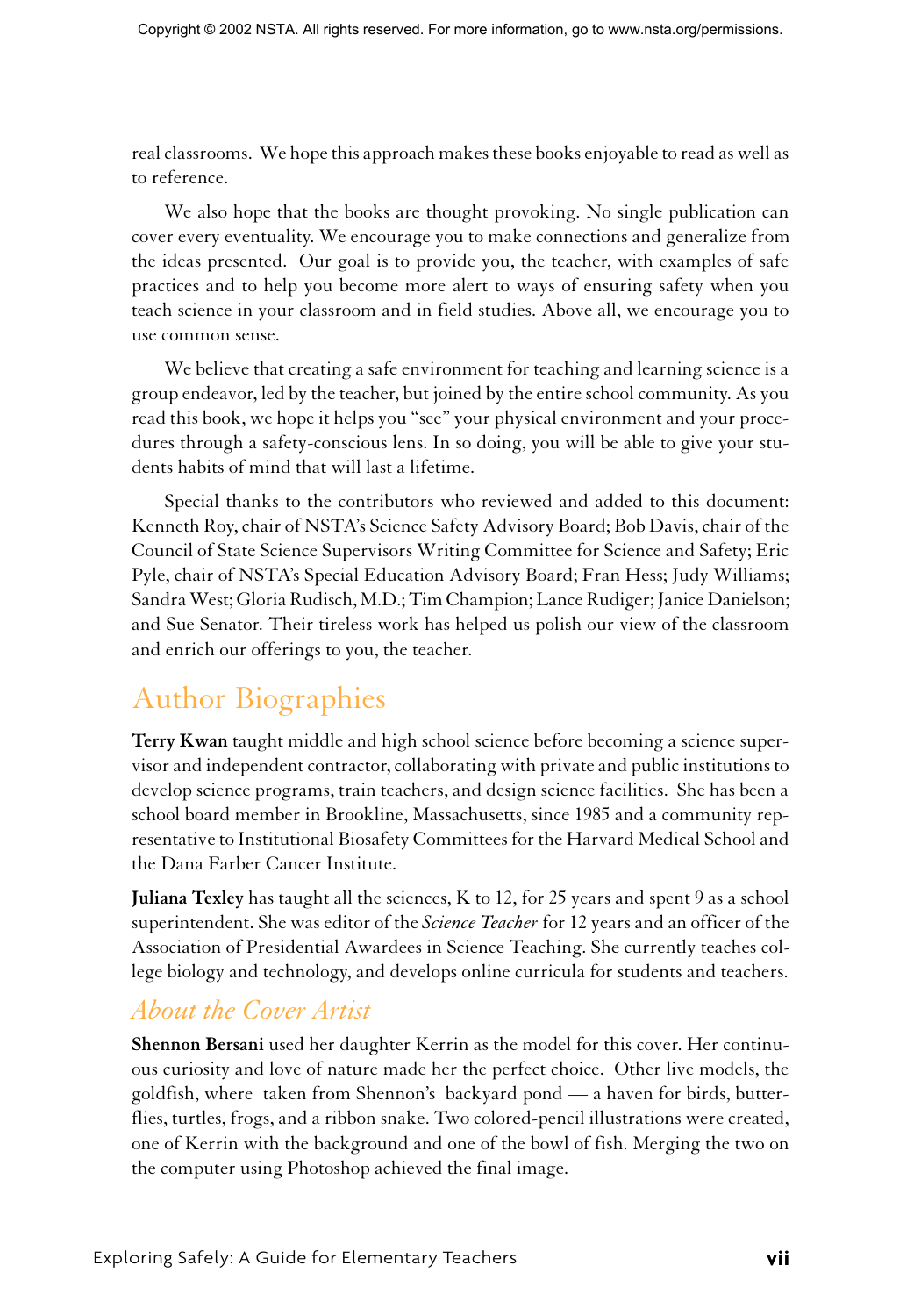real classrooms. We hope this approach makes these books enjoyable to read as well as to reference.

We also hope that the books are thought provoking. No single publication can cover every eventuality. We encourage you to make connections and generalize from the ideas presented. Our goal is to provide you, the teacher, with examples of safe practices and to help you become more alert to ways of ensuring safety when you teach science in your classroom and in field studies. Above all, we encourage you to use common sense.

We believe that creating a safe environment for teaching and learning science is a group endeavor, led by the teacher, but joined by the entire school community. As you read this book, we hope it helps you "see" your physical environment and your procedures through a safety-conscious lens. In so doing, you will be able to give your students habits of mind that will last a lifetime.

Special thanks to the contributors who reviewed and added to this document: Kenneth Roy, chair of NSTA's Science Safety Advisory Board; Bob Davis, chair of the Council of State Science Supervisors Writing Committee for Science and Safety; Eric Pyle, chair of NSTA's Special Education Advisory Board; Fran Hess; Judy Williams; Sandra West; Gloria Rudisch, M.D.; Tim Champion; Lance Rudiger; Janice Danielson; and Sue Senator. Their tireless work has helped us polish our view of the classroom and enrich our offerings to you, the teacher.

## Author Biographies

**Terry Kwan** taught middle and high school science before becoming a science supervisor and independent contractor, collaborating with private and public institutions to develop science programs, train teachers, and design science facilities. She has been a school board member in Brookline, Massachusetts, since 1985 and a community representative to Institutional Biosafety Committees for the Harvard Medical School and the Dana Farber Cancer Institute.

**Juliana Texley** has taught all the sciences, K to 12, for 25 years and spent 9 as a school superintendent. She was editor of the *Science Teacher* for 12 years and an officer of the Association of Presidential Awardees in Science Teaching. She currently teaches college biology and technology, and develops online curricula for students and teachers.

### *About the Cover Artist*

**Shennon Bersani** used her daughter Kerrin as the model for this cover. Her continuous curiosity and love of nature made her the perfect choice. Other live models, the goldfish, where taken from Shennon's backyard pond — a haven for birds, butterflies, turtles, frogs, and a ribbon snake. Two colored-pencil illustrations were created, one of Kerrin with the background and one of the bowl of fish. Merging the two on the computer using Photoshop achieved the final image.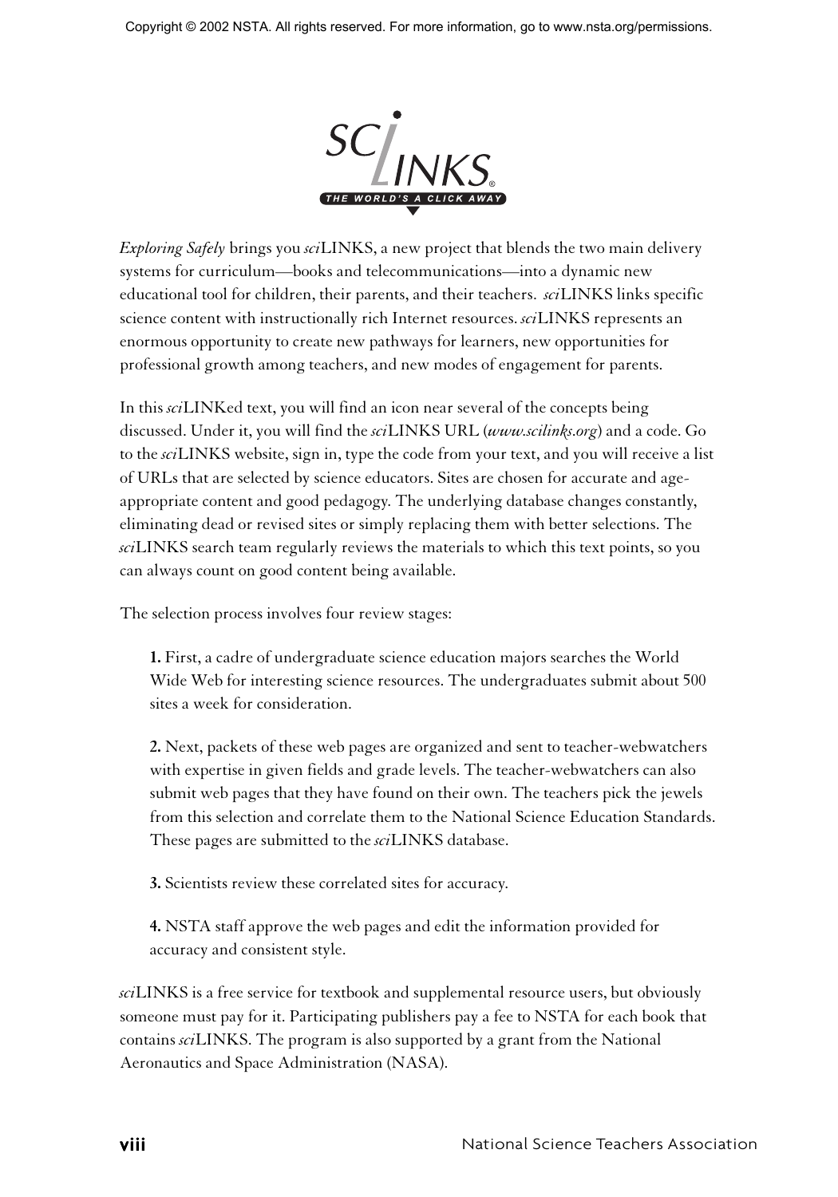*Exploring Safely* brings you *sci*LINKS, a new project that blends the two main delivery systems for curriculum—books and telecommunications—into a dynamic new educational tool for children, their parents, and their teachers. *sci*LINKS links specific science content with instructionally rich Internet resources. *sci*LINKS represents an enormous opportunity to create new pathways for learners, new opportunities for professional growth among teachers, and new modes of engagement for parents.

In this *sci*LINKed text, you will find an icon near several of the concepts being discussed. Under it, you will find the *sci*LINKS URL (*www.scilinks.org*) and a code. Go to the *sci*LINKS website, sign in, type the code from your text, and you will receive a list of URLs that are selected by science educators. Sites are chosen for accurate and age-appropriate content and good pedagogy. The underlying database changes constantly, eliminating dead or revised sites or simply replacing them with better selections. The *sci*LINKS search team regularly reviews the materials to which this text points, so you can always count on good content being available.

The selection process involves four review stages:

**1.** First, a cadre of undergraduate science education majors searches the World Wide Web for interesting science resources. The undergraduates submit about 500 sites a week for consideration.

**2.** Next, packets of these web pages are organized and sent to teacher-webwatchers with expertise in given fields and grade levels. The teacher-webwatchers can also submit web pages that they have found on their own. The teachers pick the jewels from this selection and correlate them to the National Science Education Standards. These pages are submitted to the *sci*LINKS database.

**3.** Scientists review these correlated sites for accuracy.

**4.** NSTA staff approve the web pages and edit the information provided for accuracy and consistent style.

*sci*LINKS is a free service for textbook and supplemental resource users, but obviously someone must pay for it. Participating publishers pay a fee to NSTA for each book that contains *sci*LINKS. The program is also supported by a grant from the National Aeronautics and Space Administration (NASA).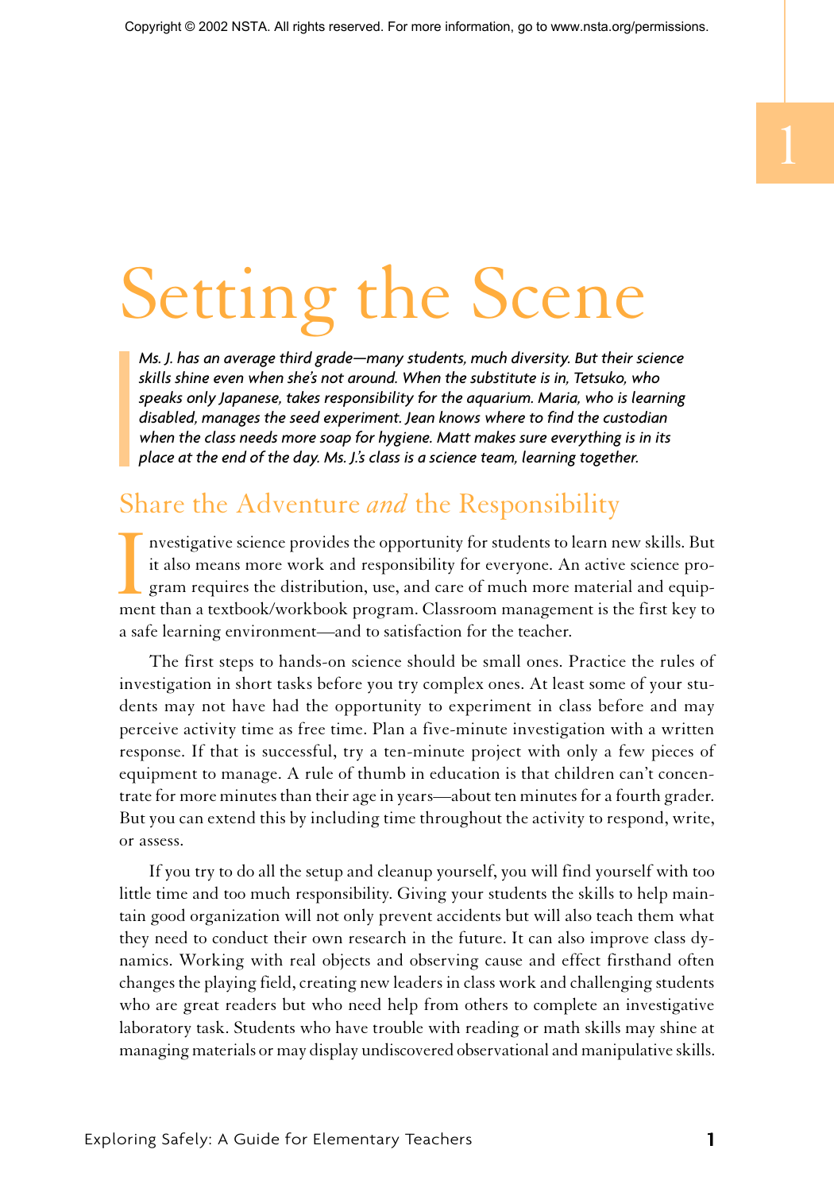# 1

# Setting the Scene

*Ms. J. has an average third grade—many students, much diversity. But their science skills shine even when she's not around. When the substitute is in, Tetsuko, who speaks only Japanese, takes responsibility for the aquarium. Maria, who is learning disabled, manages the seed experiment. Jean knows where to find the custodian when the class needs more soap for hygiene. Matt makes sure everything is in its place at the end of the day. Ms. J.'s class is a science team, learning together.*

## Share the Adventure *and* the Responsibility

Investigative science provides the opportunity for students to learn new skills. But it also means more work and responsibility for everyone. An active science program requires the distribution, use, and care of much more material and equipment than a textbook/workbook program. Classroom management is the first key to a safe learning environment—and to satisfaction for the teacher.

The first steps to hands-on science should be small ones. Practice the rules of investigation in short tasks before you try complex ones. At least some of your students may not have had the opportunity to experiment in class before and may perceive activity time as free time. Plan a five-minute investigation with a written response. If that is successful, try a ten-minute project with only a few pieces of equipment to manage. A rule of thumb in education is that children can't concentrate for more minutes than their age in years—about ten minutes for a fourth grader. But you can extend this by including time throughout the activity to respond, write, or assess.

If you try to do all the setup and cleanup yourself, you will find yourself with too little time and too much responsibility. Giving your students the skills to help maintain good organization will not only prevent accidents but will also teach them what they need to conduct their own research in the future. It can also improve class dynamics. Working with real objects and observing cause and effect firsthand often changes the playing field, creating new leaders in class work and challenging students who are great readers but who need help from others to complete an investigative laboratory task. Students who have trouble with reading or math skills may shine at managing materials or may display undiscovered observational and manipulative skills.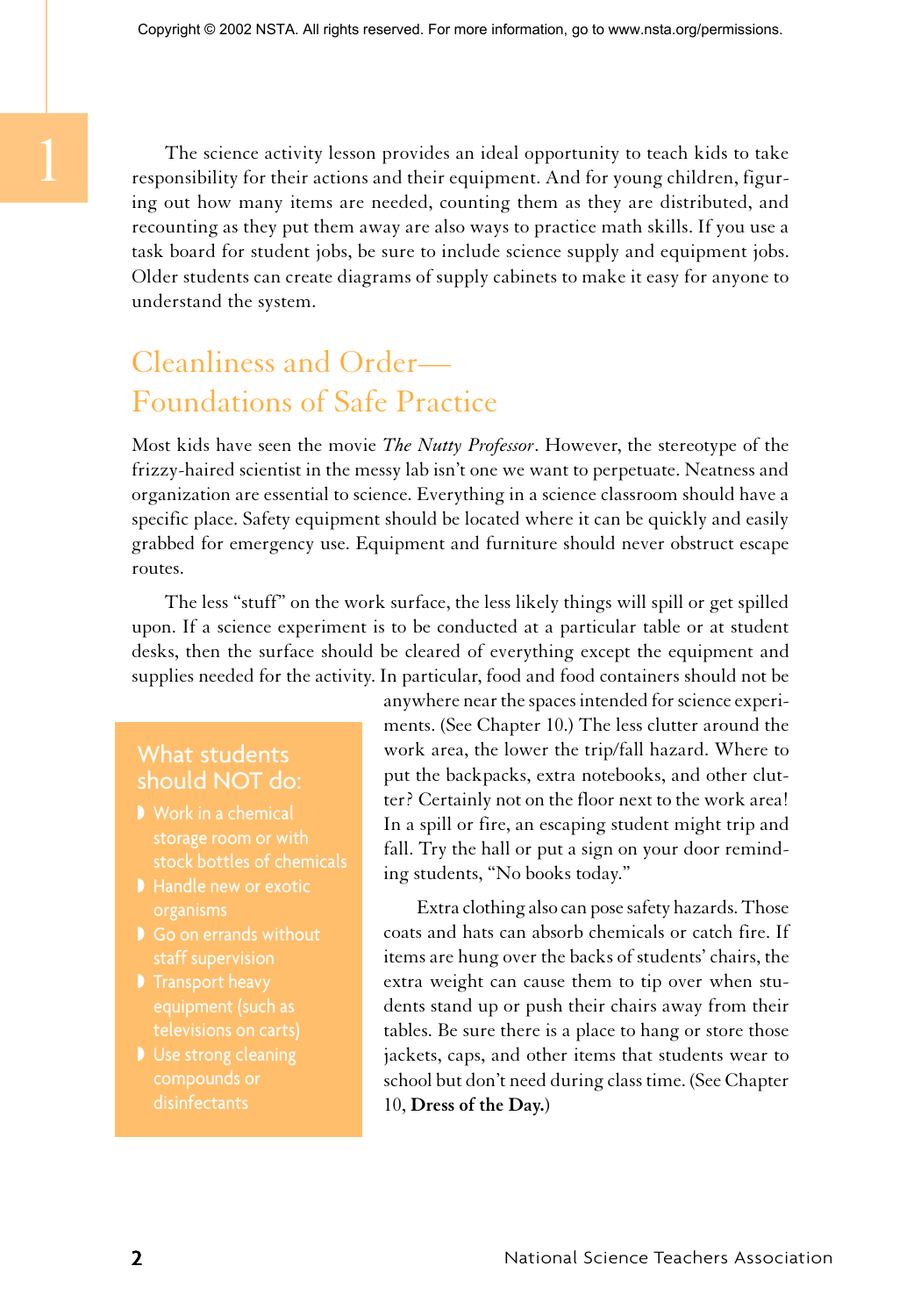The science activity lesson provides an ideal opportunity to teach kids to take responsibility for their actions and their equipment. And for young children, figuring out how many items are needed, counting them as they are distributed, and recounting as they put them away are also ways to practice math skills. If you use a task board for student jobs, be sure to include science supply and equipment jobs. Older students can create diagrams of supply cabinets to make it easy for anyone to understand the system.

## Cleanliness and Order—Foundations of Safe Practice

Most kids have seen the movie *The Nutty Professor*. However, the stereotype of the frizzy-haired scientist in the messy lab isn't one we want to perpetuate. Neatness and organization are essential to science. Everything in a science classroom should have a specific place. Safety equipment should be located where it can be quickly and easily grabbed for emergency use. Equipment and furniture should never obstruct escape routes.

The less "stuff" on the work surface, the less likely things will spill or get spilled upon. If a science experiment is to be conducted at a particular table or at student desks, then the surface should be cleared of everything except the equipment and supplies needed for the activity. In particular, food and food containers should not be anywhere near the spaces intended for science experiments. (See Chapter 10.) The less clutter around the work area, the lower the trip/fall hazard. Where to put the backpacks, extra notebooks, and other clutter? Certainly not on the floor next to the work area! In a spill or fire, an escaping student might trip and fall. Try the hall or put a sign on your door reminding students, "No books today."

Extra clothing also can pose safety hazards. Those coats and hats can absorb chemicals or catch fire. If items are hung over the backs of students' chairs, the extra weight can cause them to tip over when students stand up or push their chairs away from their tables. Be sure there is a place to hang or store those jackets, caps, and other items that students wear to school but don't need during class time. (See Chapter 10, **Dress of the Day.**)

### What students should NOT do:

- Work in a chemical storage room or with stock bottles of chemicals
- Handle new or exotic organisms
- Go on errands without staff supervision
- Transport heavy equipment (such as televisions on carts)
- Use strong cleaning compounds or disinfectants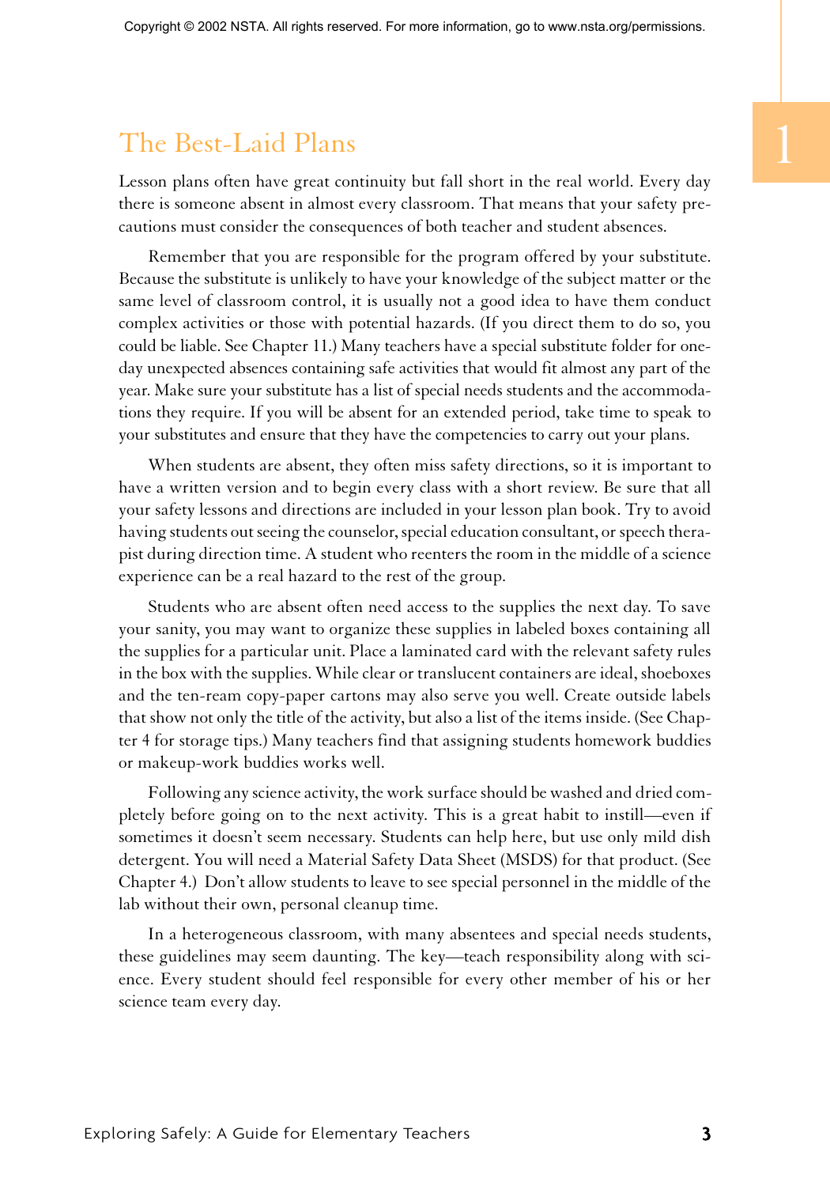## The Best-Laid Plans

Lesson plans often have great continuity but fall short in the real world. Every day there is someone absent in almost every classroom. That means that your safety precautions must consider the consequences of both teacher and student absences.

Remember that you are responsible for the program offered by your substitute. Because the substitute is unlikely to have your knowledge of the subject matter or the same level of classroom control, it is usually not a good idea to have them conduct complex activities or those with potential hazards. (If you direct them to do so, you could be liable. See Chapter 11.) Many teachers have a special substitute folder for one-day unexpected absences containing safe activities that would fit almost any part of the year. Make sure your substitute has a list of special needs students and the accommodations they require. If you will be absent for an extended period, take time to speak to your substitutes and ensure that they have the competencies to carry out your plans.

When students are absent, they often miss safety directions, so it is important to have a written version and to begin every class with a short review. Be sure that all your safety lessons and directions are included in your lesson plan book. Try to avoid having students out seeing the counselor, special education consultant, or speech therapist during direction time. A student who reenters the room in the middle of a science experience can be a real hazard to the rest of the group.

Students who are absent often need access to the supplies the next day. To save your sanity, you may want to organize these supplies in labeled boxes containing all the supplies for a particular unit. Place a laminated card with the relevant safety rules in the box with the supplies. While clear or translucent containers are ideal, shoeboxes and the ten-ream copy-paper cartons may also serve you well. Create outside labels that show not only the title of the activity, but also a list of the items inside. (See Chapter 4 for storage tips.) Many teachers find that assigning students homework buddies or makeup-work buddies works well.

Following any science activity, the work surface should be washed and dried completely before going on to the next activity. This is a great habit to instill—even if sometimes it doesn't seem necessary. Students can help here, but use only mild dish detergent. You will need a Material Safety Data Sheet (MSDS) for that product. (See Chapter 4.) Don't allow students to leave to see special personnel in the middle of the lab without their own, personal cleanup time.

In a heterogeneous classroom, with many absentees and special needs students, these guidelines may seem daunting. The key—teach responsibility along with science. Every student should feel responsible for every other member of his or her science team every day.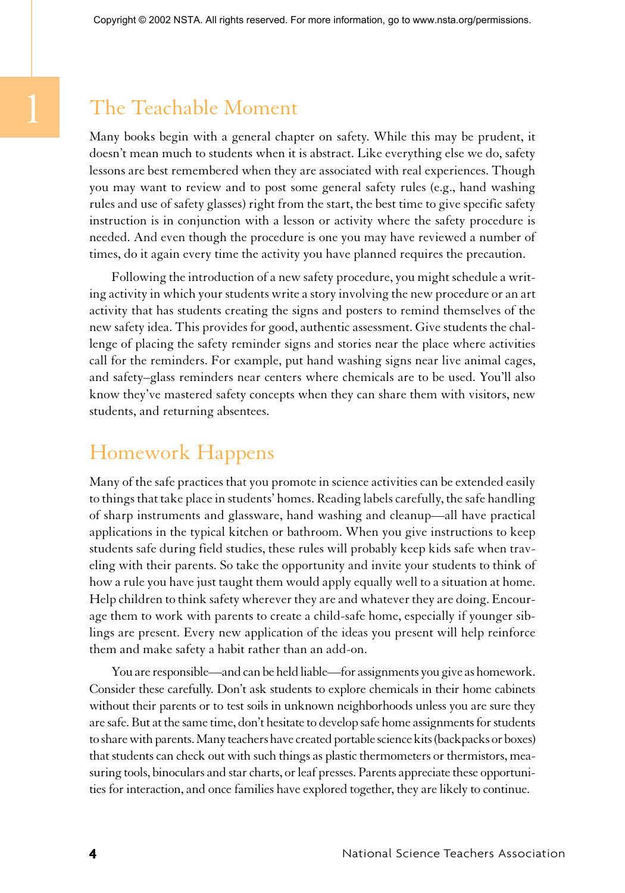## The Teachable Moment

Many books begin with a general chapter on safety. While this may be prudent, it doesn't mean much to students when it is abstract. Like everything else we do, safety lessons are best remembered when they are associated with real experiences. Though you may want to review and to post some general safety rules (e.g., hand washing rules and use of safety glasses) right from the start, the best time to give specific safety instruction is in conjunction with a lesson or activity where the safety procedure is needed. And even though the procedure is one you may have reviewed a number of times, do it again every time the activity you have planned requires the precaution.

Following the introduction of a new safety procedure, you might schedule a writing activity in which your students write a story involving the new procedure or an art activity that has students creating the signs and posters to remind themselves of the new safety idea. This provides for good, authentic assessment. Give students the challenge of placing the safety reminder signs and stories near the place where activities call for the reminders. For example, put hand washing signs near live animal cages, and safety–glass reminders near centers where chemicals are to be used. You'll also know they've mastered safety concepts when they can share them with visitors, new students, and returning absentees.

## Homework Happens

Many of the safe practices that you promote in science activities can be extended easily to things that take place in students' homes. Reading labels carefully, the safe handling of sharp instruments and glassware, hand washing and cleanup—all have practical applications in the typical kitchen or bathroom. When you give instructions to keep students safe during field studies, these rules will probably keep kids safe when traveling with their parents. So take the opportunity and invite your students to think of how a rule you have just taught them would apply equally well to a situation at home. Help children to think safety wherever they are and whatever they are doing. Encourage them to work with parents to create a child-safe home, especially if younger siblings are present. Every new application of the ideas you present will help reinforce them and make safety a habit rather than an add-on.

You are responsible—and can be held liable—for assignments you give as homework. Consider these carefully. Don't ask students to explore chemicals in their home cabinets without their parents or to test soils in unknown neighborhoods unless you are sure they are safe. But at the same time, don't hesitate to develop safe home assignments for students to share with parents. Many teachers have created portable science kits (backpacks or boxes) that students can check out with such things as plastic thermometers or thermistors, measuring tools, binoculars and star charts, or leaf presses. Parents appreciate these opportunities for interaction, and once families have explored together, they are likely to continue.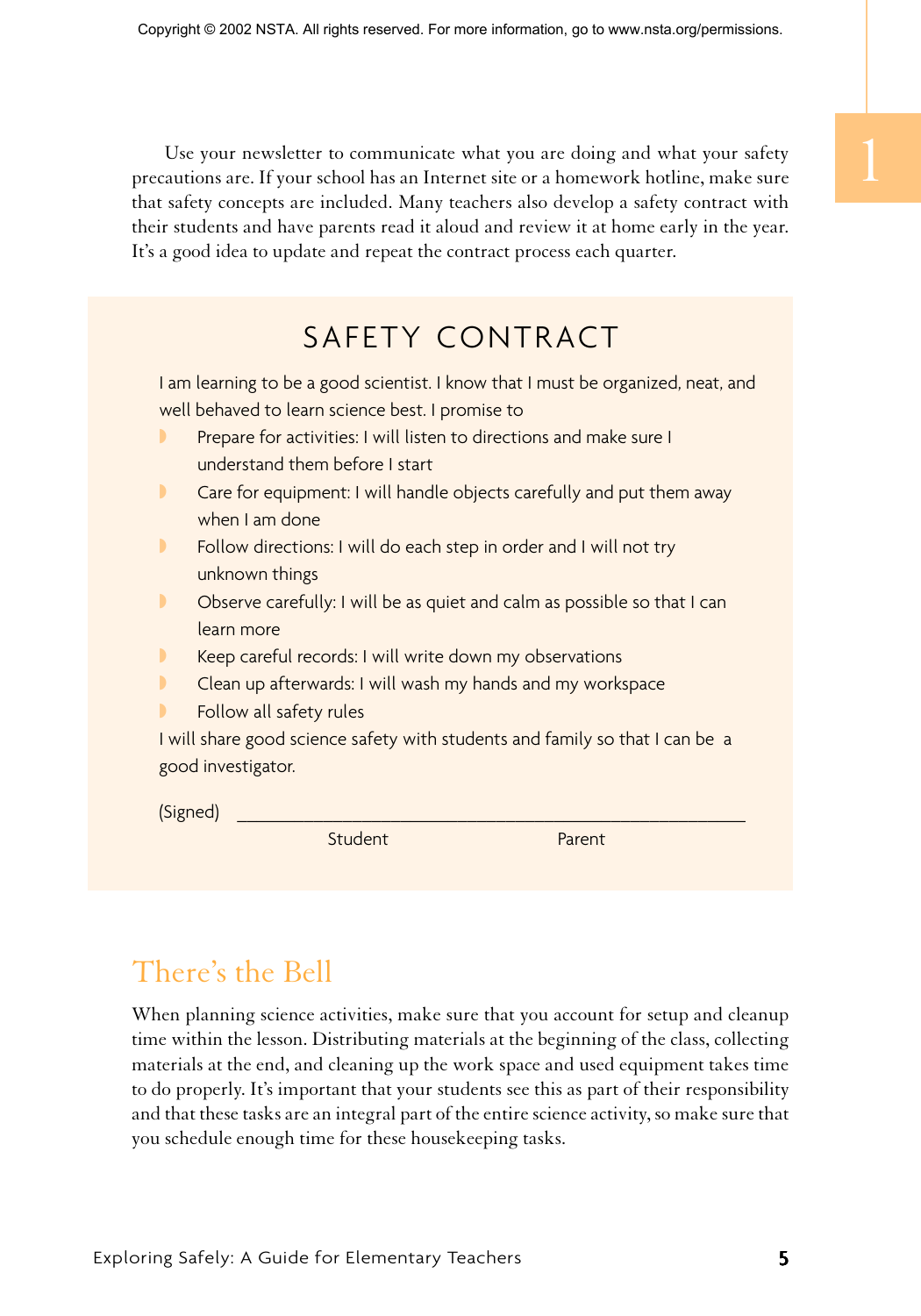Use your newsletter to communicate what you are doing and what your safety precautions are. If your school has an Internet site or a homework hotline, make sure that safety concepts are included. Many teachers also develop a safety contract with their students and have parents read it aloud and review it at home early in the year. It's a good idea to update and repeat the contract process each quarter.

## SAFETY CONTRACT

I am learning to be a good scientist. I know that I must be organized, neat, and well behaved to learn science best. I promise to

- Prepare for activities: I will listen to directions and make sure I understand them before I start
- Care for equipment: I will handle objects carefully and put them away when I am done
- Follow directions: I will do each step in order and I will not try unknown things
- Observe carefully: I will be as quiet and calm as possible so that I can learn more
- Keep careful records: I will write down my observations
- Clean up afterwards: I will wash my hands and my workspace
- Follow all safety rules

I will share good science safety with students and family so that I can be a good investigator.

(Signed) ______________________________________________

Student                                        Parent

## There's the Bell

When planning science activities, make sure that you account for setup and cleanup time within the lesson. Distributing materials at the beginning of the class, collecting materials at the end, and cleaning up the work space and used equipment takes time to do properly. It's important that your students see this as part of their responsibility and that these tasks are an integral part of the entire science activity, so make sure that you schedule enough time for these housekeeping tasks.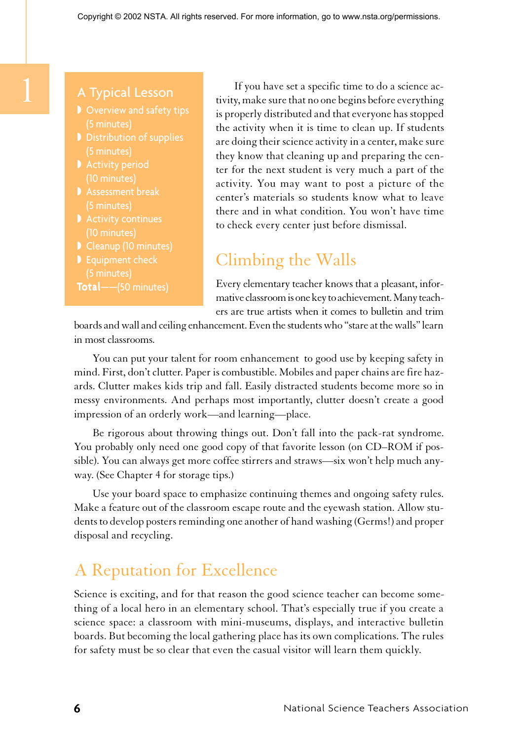## A Typical Lesson

- Overview and safety tips (5 minutes)
- Distribution of supplies (5 minutes)
- Activity period (10 minutes)
- Assessment break (5 minutes)
- Activity continues (10 minutes)
- Cleanup (10 minutes)
- Equipment check (5 minutes)

**Total**—(50 minutes)

If you have set a specific time to do a science activity, make sure that no one begins before everything is properly distributed and that everyone has stopped the activity when it is time to clean up. If students are doing their science activity in a center, make sure they know that cleaning up and preparing the center for the next student is very much a part of the activity. You may want to post a picture of the center's materials so students know what to leave there and in what condition. You won't have time to check every center just before dismissal.

## Climbing the Walls

Every elementary teacher knows that a pleasant, informative classroom is one key to achievement. Many teachers are true artists when it comes to bulletin and trim boards and wall and ceiling enhancement. Even the students who "stare at the walls" learn in most classrooms.

You can put your talent for room enhancement to good use by keeping safety in mind. First, don't clutter. Paper is combustible. Mobiles and paper chains are fire hazards. Clutter makes kids trip and fall. Easily distracted students become more so in messy environments. And perhaps most importantly, clutter doesn't create a good impression of an orderly work—and learning—place.

Be rigorous about throwing things out. Don't fall into the pack-rat syndrome. You probably only need one good copy of that favorite lesson (on CD–ROM if possible). You can always get more coffee stirrers and straws—six won't help much anyway. (See Chapter 4 for storage tips.)

Use your board space to emphasize continuing themes and ongoing safety rules. Make a feature out of the classroom escape route and the eyewash station. Allow students to develop posters reminding one another of hand washing (Germs!) and proper disposal and recycling.

## A Reputation for Excellence

Science is exciting, and for that reason the good science teacher can become something of a local hero in an elementary school. That's especially true if you create a science space: a classroom with mini-museums, displays, and interactive bulletin boards. But becoming the local gathering place has its own complications. The rules for safety must be so clear that even the casual visitor will learn them quickly.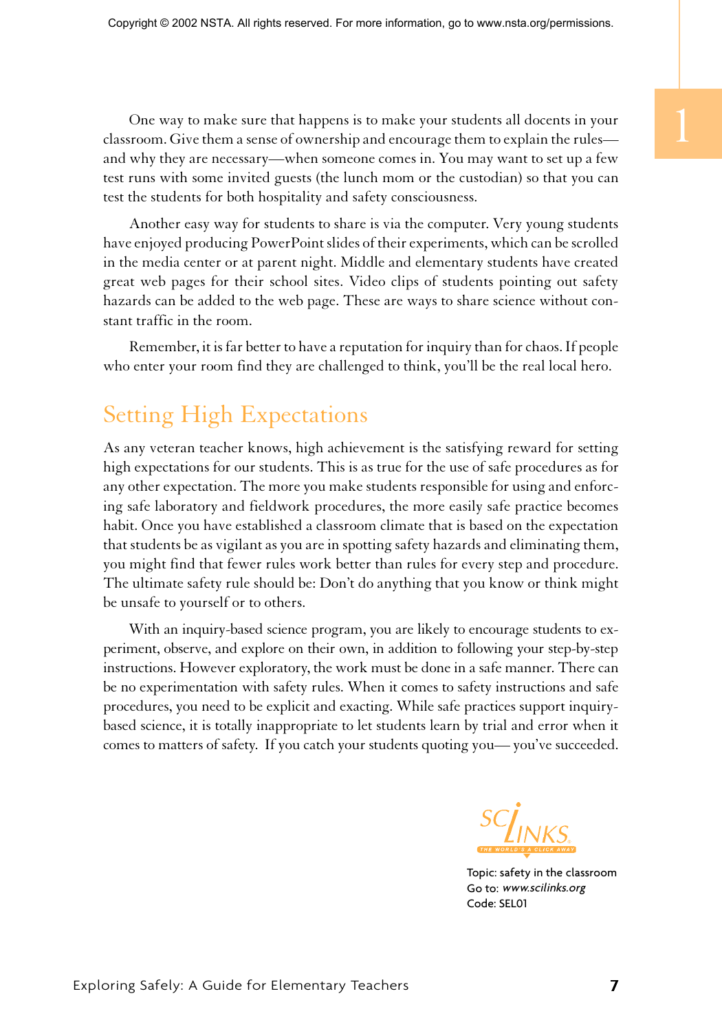One way to make sure that happens is to make your students all docents in your classroom. Give them a sense of ownership and encourage them to explain the rules—and why they are necessary—when someone comes in. You may want to set up a few test runs with some invited guests (the lunch mom or the custodian) so that you can test the students for both hospitality and safety consciousness.

Another easy way for students to share is via the computer. Very young students have enjoyed producing PowerPoint slides of their experiments, which can be scrolled in the media center or at parent night. Middle and elementary students have created great web pages for their school sites. Video clips of students pointing out safety hazards can be added to the web page. These are ways to share science without constant traffic in the room.

Remember, it is far better to have a reputation for inquiry than for chaos. If people who enter your room find they are challenged to think, you'll be the real local hero.

## Setting High Expectations

As any veteran teacher knows, high achievement is the satisfying reward for setting high expectations for our students. This is as true for the use of safe procedures as for any other expectation. The more you make students responsible for using and enforcing safe laboratory and fieldwork procedures, the more easily safe practice becomes habit. Once you have established a classroom climate that is based on the expectation that students be as vigilant as you are in spotting safety hazards and eliminating them, you might find that fewer rules work better than rules for every step and procedure. The ultimate safety rule should be: Don't do anything that you know or think might be unsafe to yourself or to others.

With an inquiry-based science program, you are likely to encourage students to experiment, observe, and explore on their own, in addition to following your step-by-step instructions. However exploratory, the work must be done in a safe manner. There can be no experimentation with safety rules. When it comes to safety instructions and safe procedures, you need to be explicit and exacting. While safe practices support inquiry-based science, it is totally inappropriate to let students learn by trial and error when it comes to matters of safety. If you catch your students quoting you— you've succeeded.

SCILINKS
THE WORLD'S A CLICK AWAY

Topic: safety in the classroom
Go to: *www.scilinks.org*
Code: SEL01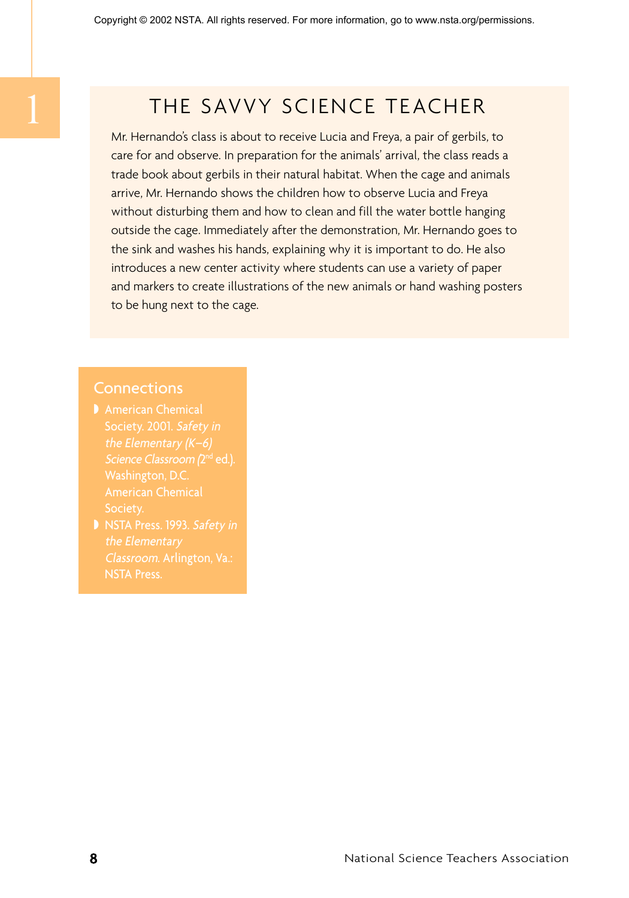Copyright © 2002 NSTA. All rights reserved. For more information, go to www.nsta.org/permissions.

# THE SAVVY SCIENCE TEACHER

Mr. Hernando's class is about to receive Lucia and Freya, a pair of gerbils, to care for and observe. In preparation for the animals' arrival, the class reads a trade book about gerbils in their natural habitat. When the cage and animals arrive, Mr. Hernando shows the children how to observe Lucia and Freya without disturbing them and how to clean and fill the water bottle hanging outside the cage. Immediately after the demonstration, Mr. Hernando goes to the sink and washes his hands, explaining why it is important to do. He also introduces a new center activity where students can use a variety of paper and markers to create illustrations of the new animals or hand washing posters to be hung next to the cage.

## Connections

- American Chemical Society. 2001. *Safety in the Elementary (K–6) Science Classroom* (2nd ed.). Washington, D.C. American Chemical Society.
- NSTA Press. 1993. *Safety in the Elementary Classroom.* Arlington, Va.: NSTA Press.